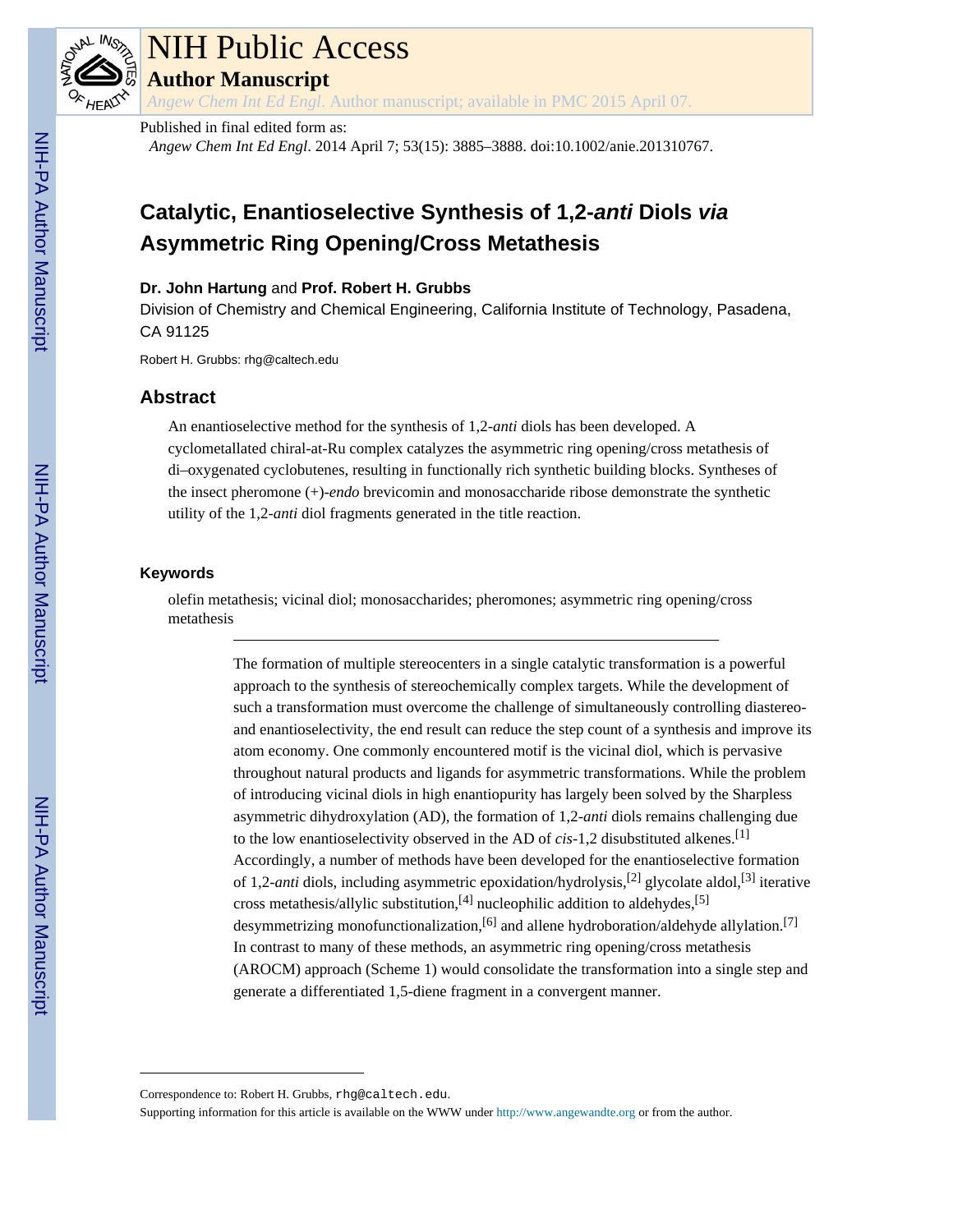Published in final edited form as:

*Angew Chem Int Ed Engl*. 2014 April 7; 53(15): 3885–3888. doi:10.1002/anie.201310767.

# Catalytic, Enantioselective Synthesis of 1,2-*anti* Diols *via* Asymmetric Ring Opening/Cross Metathesis

**Dr. John Hartung** and **Prof. Robert H. Grubbs**

Division of Chemistry and Chemical Engineering, California Institute of Technology, Pasadena, CA 91125

Robert H. Grubbs: rhg@caltech.edu

## Abstract

An enantioselective method for the synthesis of 1,2-*anti* diols has been developed. A cyclometallated chiral-at-Ru complex catalyzes the asymmetric ring opening/cross metathesis of di–oxygenated cyclobutenes, resulting in functionally rich synthetic building blocks. Syntheses of the insect pheromone (+)-*endo* brevicomin and monosaccharide ribose demonstrate the synthetic utility of the 1,2-*anti* diol fragments generated in the title reaction.

### Keywords

olefin metathesis; vicinal diol; monosaccharides; pheromones; asymmetric ring opening/cross metathesis

---

The formation of multiple stereocenters in a single catalytic transformation is a powerful approach to the synthesis of stereochemically complex targets. While the development of such a transformation must overcome the challenge of simultaneously controlling diastereo- and enantioselectivity, the end result can reduce the step count of a synthesis and improve its atom economy. One commonly encountered motif is the vicinal diol, which is pervasive throughout natural products and ligands for asymmetric transformations. While the problem of introducing vicinal diols in high enantiopurity has largely been solved by the Sharpless asymmetric dihydroxylation (AD), the formation of 1,2-*anti* diols remains challenging due to the low enantioselectivity observed in the AD of *cis*-1,2 disubstituted alkenes.[1] Accordingly, a number of methods have been developed for the enantioselective formation of 1,2-*anti* diols, including asymmetric epoxidation/hydrolysis,[2] glycolate aldol,[3] iterative cross metathesis/allylic substitution,[4] nucleophilic addition to aldehydes,[5] desymmetrizing monofunctionalization,[6] and allene hydroboration/aldehyde allylation.[7] In contrast to many of these methods, an asymmetric ring opening/cross metathesis (AROCM) approach (Scheme 1) would consolidate the transformation into a single step and generate a differentiated 1,5-diene fragment in a convergent manner.

---

Correspondence to: Robert H. Grubbs, rhg@caltech.edu.

Supporting information for this article is available on the WWW under http://www.angewandte.org or from the author.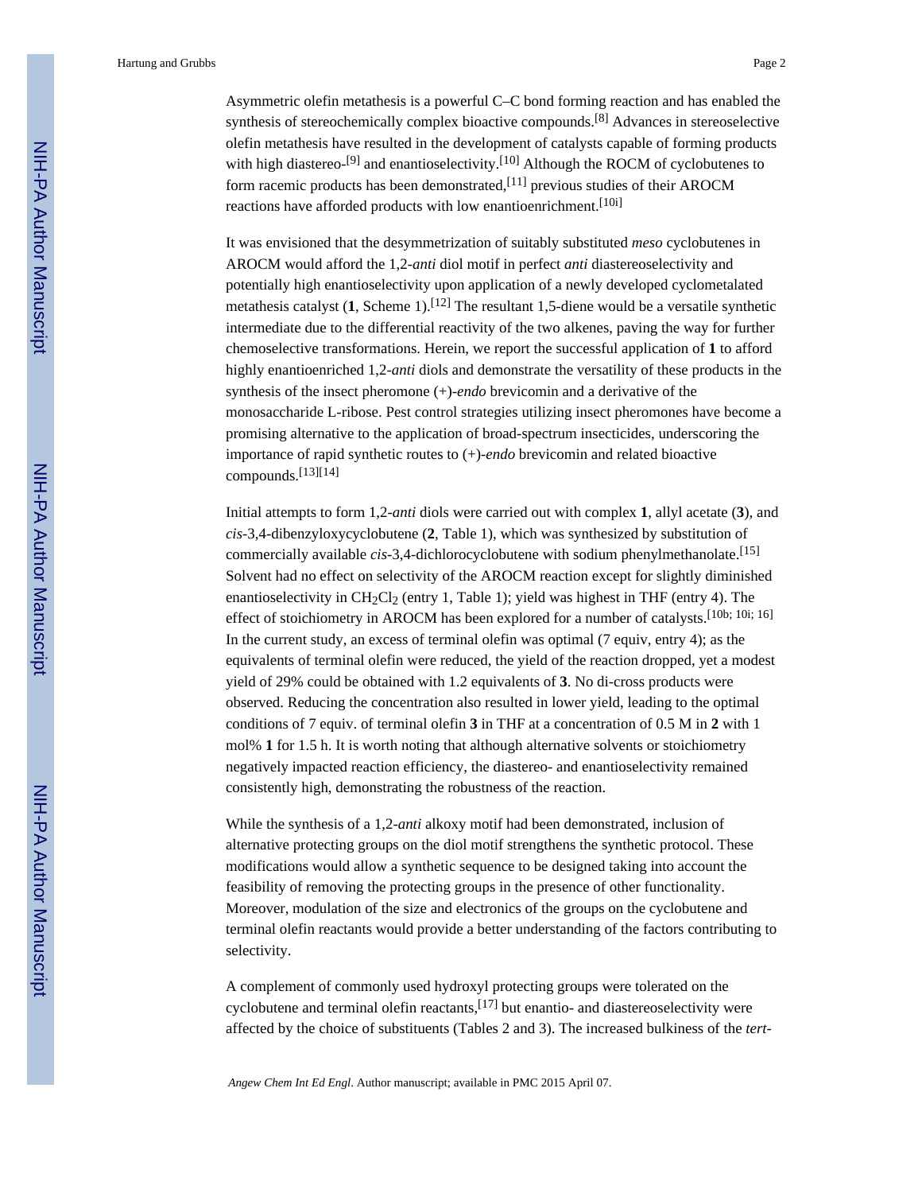Asymmetric olefin metathesis is a powerful C–C bond forming reaction and has enabled the synthesis of stereochemically complex bioactive compounds.[8] Advances in stereoselective olefin metathesis have resulted in the development of catalysts capable of forming products with high diastereo-[9] and enantioselectivity.[10] Although the ROCM of cyclobutenes to form racemic products has been demonstrated,[11] previous studies of their AROCM reactions have afforded products with low enantioenrichment.[10i]

It was envisioned that the desymmetrization of suitably substituted *meso* cyclobutenes in AROCM would afford the 1,2-*anti* diol motif in perfect *anti* diastereoselectivity and potentially high enantioselectivity upon application of a newly developed cyclometalated metathesis catalyst (**1**, Scheme 1).[12] The resultant 1,5-diene would be a versatile synthetic intermediate due to the differential reactivity of the two alkenes, paving the way for further chemoselective transformations. Herein, we report the successful application of **1** to afford highly enantioenriched 1,2-*anti* diols and demonstrate the versatility of these products in the synthesis of the insect pheromone (+)-*endo* brevicomin and a derivative of the monosaccharide L-ribose. Pest control strategies utilizing insect pheromones have become a promising alternative to the application of broad-spectrum insecticides, underscoring the importance of rapid synthetic routes to (+)-*endo* brevicomin and related bioactive compounds.[13][14]

Initial attempts to form 1,2-*anti* diols were carried out with complex **1**, allyl acetate (**3**), and *cis*-3,4-dibenzyloxycyclobutene (**2**, Table 1), which was synthesized by substitution of commercially available *cis*-3,4-dichlorocyclobutene with sodium phenylmethanolate.[15] Solvent had no effect on selectivity of the AROCM reaction except for slightly diminished enantioselectivity in $CH_2Cl_2$ (entry 1, Table 1); yield was highest in THF (entry 4). The effect of stoichiometry in AROCM has been explored for a number of catalysts.[10b; 10i; 16] In the current study, an excess of terminal olefin was optimal (7 equiv, entry 4); as the equivalents of terminal olefin were reduced, the yield of the reaction dropped, yet a modest yield of 29% could be obtained with 1.2 equivalents of **3**. No di-cross products were observed. Reducing the concentration also resulted in lower yield, leading to the optimal conditions of 7 equiv. of terminal olefin **3** in THF at a concentration of 0.5 M in **2** with 1 mol% **1** for 1.5 h. It is worth noting that although alternative solvents or stoichiometry negatively impacted reaction efficiency, the diastereo- and enantioselectivity remained consistently high, demonstrating the robustness of the reaction.

While the synthesis of a 1,2-*anti* alkoxy motif had been demonstrated, inclusion of alternative protecting groups on the diol motif strengthens the synthetic protocol. These modifications would allow a synthetic sequence to be designed taking into account the feasibility of removing the protecting groups in the presence of other functionality. Moreover, modulation of the size and electronics of the groups on the cyclobutene and terminal olefin reactants would provide a better understanding of the factors contributing to selectivity.

A complement of commonly used hydroxyl protecting groups were tolerated on the cyclobutene and terminal olefin reactants,[17] but enantio- and diastereoselectivity were affected by the choice of substituents (Tables 2 and 3). The increased bulkiness of the *tert*-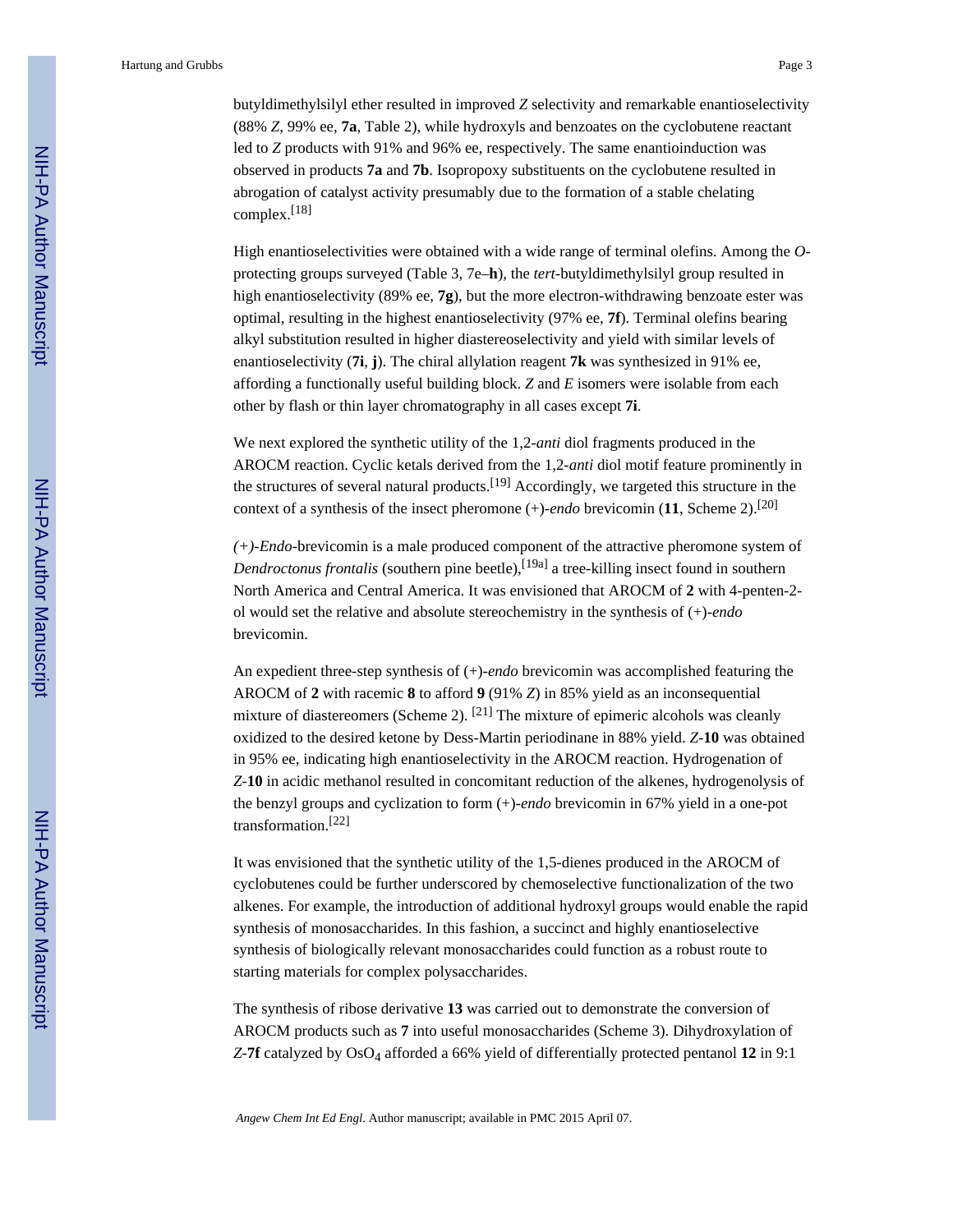butyldimethylsilyl ether resulted in improved *Z* selectivity and remarkable enantioselectivity (88% *Z*, 99% ee, **7a**, Table 2), while hydroxyls and benzoates on the cyclobutene reactant led to *Z* products with 91% and 96% ee, respectively. The same enantioinduction was observed in products **7a** and **7b**. Isopropoxy substituents on the cyclobutene resulted in abrogation of catalyst activity presumably due to the formation of a stable chelating complex.[18]

High enantioselectivities were obtained with a wide range of terminal olefins. Among the *O*-protecting groups surveyed (Table 3, 7e–**h**), the *tert*-butyldimethylsilyl group resulted in high enantioselectivity (89% ee, **7g**), but the more electron-withdrawing benzoate ester was optimal, resulting in the highest enantioselectivity (97% ee, **7f**). Terminal olefins bearing alkyl substitution resulted in higher diastereoselectivity and yield with similar levels of enantioselectivity (**7i**, **j**). The chiral allylation reagent **7k** was synthesized in 91% ee, affording a functionally useful building block. *Z* and *E* isomers were isolable from each other by flash or thin layer chromatography in all cases except **7i**.

We next explored the synthetic utility of the 1,2-*anti* diol fragments produced in the AROCM reaction. Cyclic ketals derived from the 1,2-*anti* diol motif feature prominently in the structures of several natural products.[19] Accordingly, we targeted this structure in the context of a synthesis of the insect pheromone (+)-*endo* brevicomin (**11**, Scheme 2).[20]

*(+)-Endo*-brevicomin is a male produced component of the attractive pheromone system of *Dendroctonus frontalis* (southern pine beetle),[19a] a tree-killing insect found in southern North America and Central America. It was envisioned that AROCM of **2** with 4-penten-2-ol would set the relative and absolute stereochemistry in the synthesis of (+)-*endo* brevicomin.

An expedient three-step synthesis of (+)-*endo* brevicomin was accomplished featuring the AROCM of **2** with racemic **8** to afford **9** (91% *Z*) in 85% yield as an inconsequential mixture of diastereomers (Scheme 2). [21] The mixture of epimeric alcohols was cleanly oxidized to the desired ketone by Dess-Martin periodinane in 88% yield. *Z*-**10** was obtained in 95% ee, indicating high enantioselectivity in the AROCM reaction. Hydrogenation of *Z*-**10** in acidic methanol resulted in concomitant reduction of the alkenes, hydrogenolysis of the benzyl groups and cyclization to form (+)-*endo* brevicomin in 67% yield in a one-pot transformation.[22]

It was envisioned that the synthetic utility of the 1,5-dienes produced in the AROCM of cyclobutenes could be further underscored by chemoselective functionalization of the two alkenes. For example, the introduction of additional hydroxyl groups would enable the rapid synthesis of monosaccharides. In this fashion, a succinct and highly enantioselective synthesis of biologically relevant monosaccharides could function as a robust route to starting materials for complex polysaccharides.

The synthesis of ribose derivative **13** was carried out to demonstrate the conversion of AROCM products such as **7** into useful monosaccharides (Scheme 3). Dihydroxylation of *Z*-**7f** catalyzed by $OsO_4$ afforded a 66% yield of differentially protected pentanol **12** in 9:1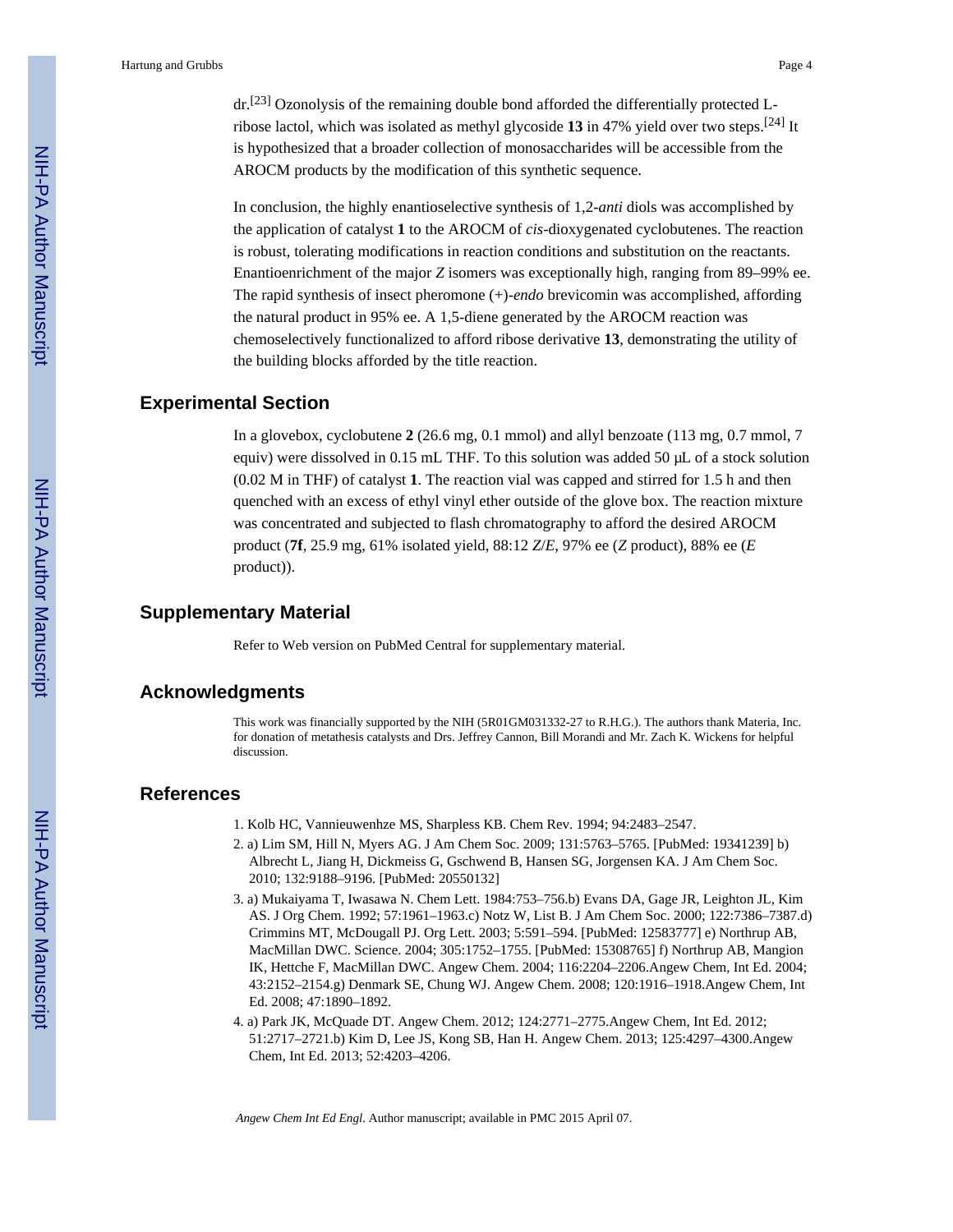dr.[23] Ozonolysis of the remaining double bond afforded the differentially protected L-ribose lactol, which was isolated as methyl glycoside **13** in 47% yield over two steps.[24] It is hypothesized that a broader collection of monosaccharides will be accessible from the AROCM products by the modification of this synthetic sequence.

In conclusion, the highly enantioselective synthesis of 1,2-*anti* diols was accomplished by the application of catalyst **1** to the AROCM of *cis*-dioxygenated cyclobutenes. The reaction is robust, tolerating modifications in reaction conditions and substitution on the reactants. Enantioenrichment of the major *Z* isomers was exceptionally high, ranging from 89–99% ee. The rapid synthesis of insect pheromone (+)-*endo* brevicomin was accomplished, affording the natural product in 95% ee. A 1,5-diene generated by the AROCM reaction was chemoselectively functionalized to afford ribose derivative **13**, demonstrating the utility of the building blocks afforded by the title reaction.

## Experimental Section

In a glovebox, cyclobutene **2** (26.6 mg, 0.1 mmol) and allyl benzoate (113 mg, 0.7 mmol, 7 equiv) were dissolved in 0.15 mL THF. To this solution was added 50 μL of a stock solution (0.02 M in THF) of catalyst **1**. The reaction vial was capped and stirred for 1.5 h and then quenched with an excess of ethyl vinyl ether outside of the glove box. The reaction mixture was concentrated and subjected to flash chromatography to afford the desired AROCM product (**7f**, 25.9 mg, 61% isolated yield, 88:12 *Z*/*E*, 97% ee (*Z* product), 88% ee (*E* product)).

## Supplementary Material

Refer to Web version on PubMed Central for supplementary material.

## Acknowledgments

This work was financially supported by the NIH (5R01GM031332-27 to R.H.G.). The authors thank Materia, Inc. for donation of metathesis catalysts and Drs. Jeffrey Cannon, Bill Morandi and Mr. Zach K. Wickens for helpful discussion.

## References

1. Kolb HC, Vannieuwenhze MS, Sharpless KB. Chem Rev. 1994; 94:2483–2547.
2. a) Lim SM, Hill N, Myers AG. J Am Chem Soc. 2009; 131:5763–5765. [PubMed: 19341239] b) Albrecht L, Jiang H, Dickmeiss G, Gschwend B, Hansen SG, Jorgensen KA. J Am Chem Soc. 2010; 132:9188–9196. [PubMed: 20550132]
3. a) Mukaiyama T, Iwasawa N. Chem Lett. 1984:753–756.b) Evans DA, Gage JR, Leighton JL, Kim AS. J Org Chem. 1992; 57:1961–1963.c) Notz W, List B. J Am Chem Soc. 2000; 122:7386–7387.d) Crimmins MT, McDougall PJ. Org Lett. 2003; 5:591–594. [PubMed: 12583777] e) Northrup AB, MacMillan DWC. Science. 2004; 305:1752–1755. [PubMed: 15308765] f) Northrup AB, Mangion IK, Hettche F, MacMillan DWC. Angew Chem. 2004; 116:2204–2206.Angew Chem, Int Ed. 2004; 43:2152–2154.g) Denmark SE, Chung WJ. Angew Chem. 2008; 120:1916–1918.Angew Chem, Int Ed. 2008; 47:1890–1892.
4. a) Park JK, McQuade DT. Angew Chem. 2012; 124:2771–2775.Angew Chem, Int Ed. 2012; 51:2717–2721.b) Kim D, Lee JS, Kong SB, Han H. Angew Chem. 2013; 125:4297–4300.Angew Chem, Int Ed. 2013; 52:4203–4206.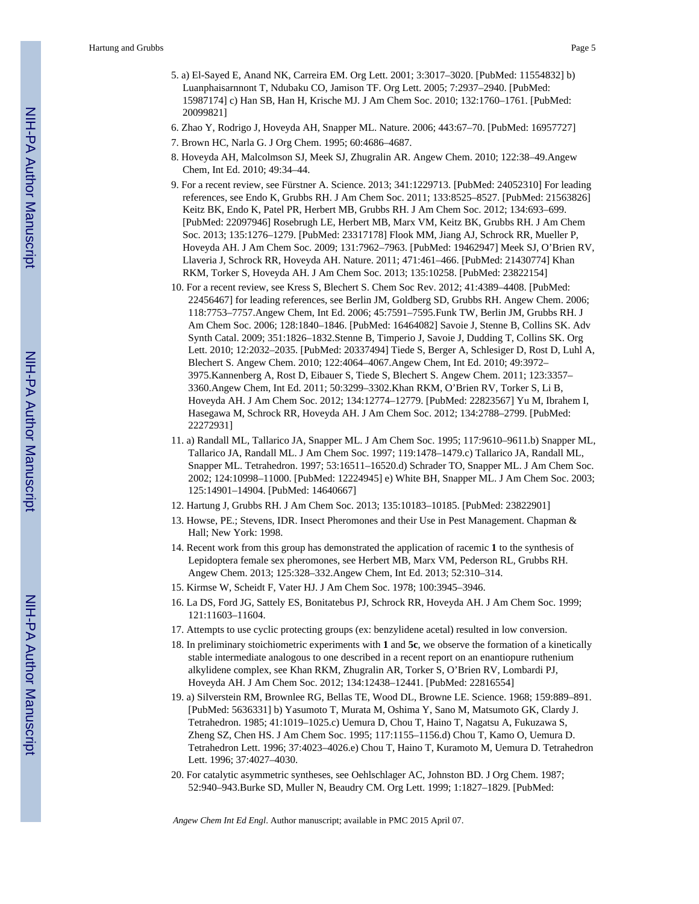5. a) El-Sayed E, Anand NK, Carreira EM. Org Lett. 2001; 3:3017–3020. [PubMed: 11554832] b) Luanphaisarnnont T, Ndubaku CO, Jamison TF. Org Lett. 2005; 7:2937–2940. [PubMed: 15987174] c) Han SB, Han H, Krische MJ. J Am Chem Soc. 2010; 132:1760–1761. [PubMed: 20099821]
6. Zhao Y, Rodrigo J, Hoveyda AH, Snapper ML. Nature. 2006; 443:67–70. [PubMed: 16957727]
7. Brown HC, Narla G. J Org Chem. 1995; 60:4686–4687.
8. Hoveyda AH, Malcolmson SJ, Meek SJ, Zhugralin AR. Angew Chem. 2010; 122:38–49.Angew Chem, Int Ed. 2010; 49:34–44.
9. For a recent review, see Fürstner A. Science. 2013; 341:1229713. [PubMed: 24052310] For leading references, see Endo K, Grubbs RH. J Am Chem Soc. 2011; 133:8525–8527. [PubMed: 21563826] Keitz BK, Endo K, Patel PR, Herbert MB, Grubbs RH. J Am Chem Soc. 2012; 134:693–699. [PubMed: 22097946] Rosebrugh LE, Herbert MB, Marx VM, Keitz BK, Grubbs RH. J Am Chem Soc. 2013; 135:1276–1279. [PubMed: 23317178] Flook MM, Jiang AJ, Schrock RR, Mueller P, Hoveyda AH. J Am Chem Soc. 2009; 131:7962–7963. [PubMed: 19462947] Meek SJ, O'Brien RV, Llaveria J, Schrock RR, Hoveyda AH. Nature. 2011; 471:461–466. [PubMed: 21430774] Khan RKM, Torker S, Hoveyda AH. J Am Chem Soc. 2013; 135:10258. [PubMed: 23822154]
10. For a recent review, see Kress S, Blechert S. Chem Soc Rev. 2012; 41:4389–4408. [PubMed: 22456467] for leading references, see Berlin JM, Goldberg SD, Grubbs RH. Angew Chem. 2006; 118:7753–7757.Angew Chem, Int Ed. 2006; 45:7591–7595.Funk TW, Berlin JM, Grubbs RH. J Am Chem Soc. 2006; 128:1840–1846. [PubMed: 16464082] Savoie J, Stenne B, Collins SK. Adv Synth Catal. 2009; 351:1826–1832.Stenne B, Timperio J, Savoie J, Dudding T, Collins SK. Org Lett. 2010; 12:2032–2035. [PubMed: 20337494] Tiede S, Berger A, Schlesiger D, Rost D, Luhl A, Blechert S. Angew Chem. 2010; 122:4064–4067.Angew Chem, Int Ed. 2010; 49:3972–3975.Kannenberg A, Rost D, Eibauer S, Tiede S, Blechert S. Angew Chem. 2011; 123:3357–3360.Angew Chem, Int Ed. 2011; 50:3299–3302.Khan RKM, O'Brien RV, Torker S, Li B, Hoveyda AH. J Am Chem Soc. 2012; 134:12774–12779. [PubMed: 22823567] Yu M, Ibrahem I, Hasegawa M, Schrock RR, Hoveyda AH. J Am Chem Soc. 2012; 134:2788–2799. [PubMed: 22272931]
11. a) Randall ML, Tallarico JA, Snapper ML. J Am Chem Soc. 1995; 117:9610–9611.b) Snapper ML, Tallarico JA, Randall ML. J Am Chem Soc. 1997; 119:1478–1479.c) Tallarico JA, Randall ML, Snapper ML. Tetrahedron. 1997; 53:16511–16520.d) Schrader TO, Snapper ML. J Am Chem Soc. 2002; 124:10998–11000. [PubMed: 12224945] e) White BH, Snapper ML. J Am Chem Soc. 2003; 125:14901–14904. [PubMed: 14640667]
12. Hartung J, Grubbs RH. J Am Chem Soc. 2013; 135:10183–10185. [PubMed: 23822901]
13. Howse, PE.; Stevens, IDR. Insect Pheromones and their Use in Pest Management. Chapman & Hall; New York: 1998.
14. Recent work from this group has demonstrated the application of racemic **1** to the synthesis of Lepidoptera female sex pheromones, see Herbert MB, Marx VM, Pederson RL, Grubbs RH. Angew Chem. 2013; 125:328–332.Angew Chem, Int Ed. 2013; 52:310–314.
15. Kirmse W, Scheidt F, Vater HJ. J Am Chem Soc. 1978; 100:3945–3946.
16. La DS, Ford JG, Sattely ES, Bonitatebus PJ, Schrock RR, Hoveyda AH. J Am Chem Soc. 1999; 121:11603–11604.
17. Attempts to use cyclic protecting groups (ex: benzylidene acetal) resulted in low conversion.
18. In preliminary stoichiometric experiments with **1** and **5c**, we observe the formation of a kinetically stable intermediate analogous to one described in a recent report on an enantiopure ruthenium alkylidene complex, see Khan RKM, Zhugralin AR, Torker S, O'Brien RV, Lombardi PJ, Hoveyda AH. J Am Chem Soc. 2012; 134:12438–12441. [PubMed: 22816554]
19. a) Silverstein RM, Brownlee RG, Bellas TE, Wood DL, Browne LE. Science. 1968; 159:889–891. [PubMed: 5636331] b) Yasumoto T, Murata M, Oshima Y, Sano M, Matsumoto GK, Clardy J. Tetrahedron. 1985; 41:1019–1025.c) Uemura D, Chou T, Haino T, Nagatsu A, Fukuzawa S, Zheng SZ, Chen HS. J Am Chem Soc. 1995; 117:1155–1156.d) Chou T, Kamo O, Uemura D. Tetrahedron Lett. 1996; 37:4023–4026.e) Chou T, Haino T, Kuramoto M, Uemura D. Tetrahedron Lett. 1996; 37:4027–4030.
20. For catalytic asymmetric syntheses, see Oehlschlager AC, Johnston BD. J Org Chem. 1987; 52:940–943.Burke SD, Muller N, Beaudry CM. Org Lett. 1999; 1:1827–1829. [PubMed: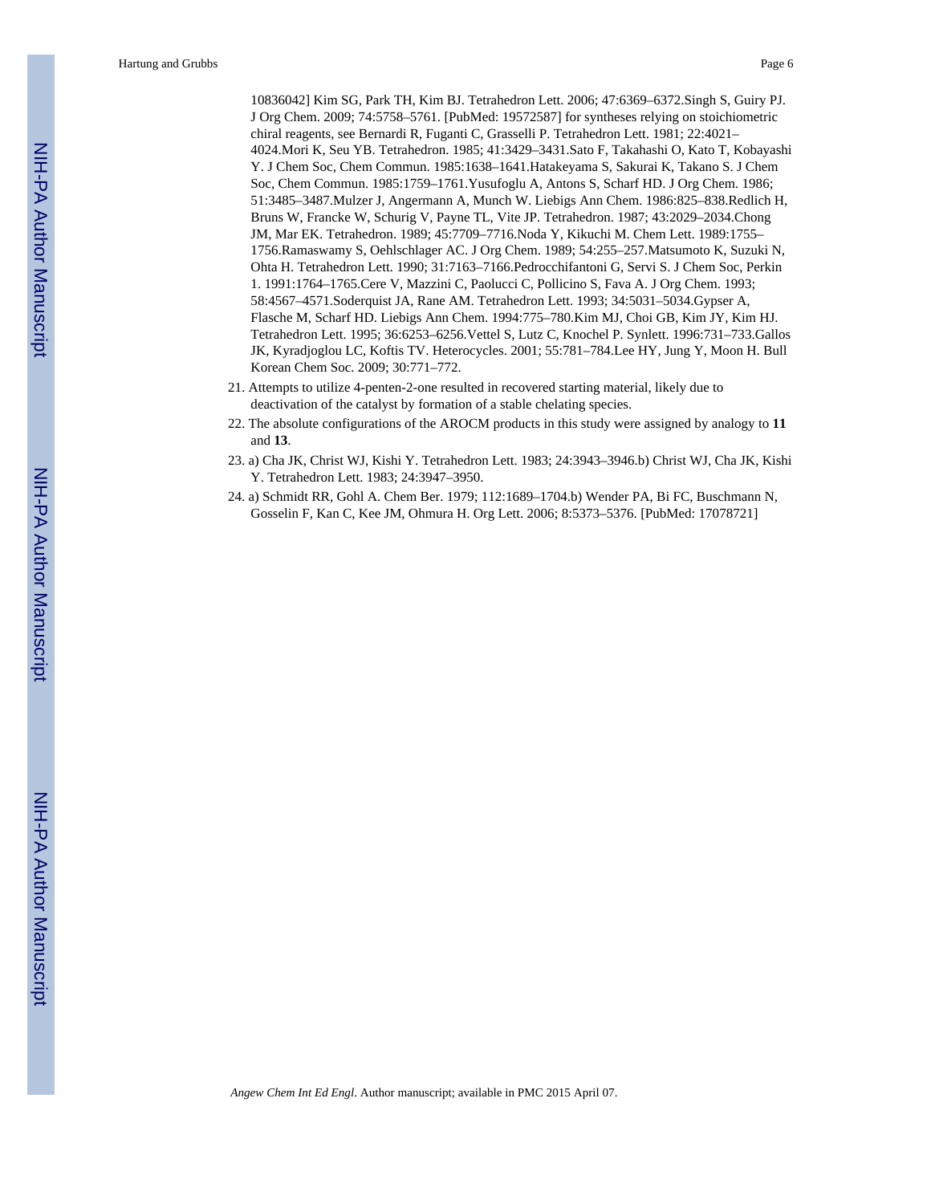10836042] Kim SG, Park TH, Kim BJ. Tetrahedron Lett. 2006; 47:6369–6372.Singh S, Guiry PJ. J Org Chem. 2009; 74:5758–5761. [PubMed: 19572587] for syntheses relying on stoichiometric chiral reagents, see Bernardi R, Fuganti C, Grasselli P. Tetrahedron Lett. 1981; 22:4021–4024.Mori K, Seu YB. Tetrahedron. 1985; 41:3429–3431.Sato F, Takahashi O, Kato T, Kobayashi Y. J Chem Soc, Chem Commun. 1985:1638–1641.Hatakeyama S, Sakurai K, Takano S. J Chem Soc, Chem Commun. 1985:1759–1761.Yusufoglu A, Antons S, Scharf HD. J Org Chem. 1986; 51:3485–3487.Mulzer J, Angermann A, Munch W. Liebigs Ann Chem. 1986:825–838.Redlich H, Bruns W, Francke W, Schurig V, Payne TL, Vite JP. Tetrahedron. 1987; 43:2029–2034.Chong JM, Mar EK. Tetrahedron. 1989; 45:7709–7716.Noda Y, Kikuchi M. Chem Lett. 1989:1755–1756.Ramaswamy S, Oehlschlager AC. J Org Chem. 1989; 54:255–257.Matsumoto K, Suzuki N, Ohta H. Tetrahedron Lett. 1990; 31:7163–7166.Pedrocchifantoni G, Servi S. J Chem Soc, Perkin 1. 1991:1764–1765.Cere V, Mazzini C, Paolucci C, Pollicino S, Fava A. J Org Chem. 1993; 58:4567–4571.Soderquist JA, Rane AM. Tetrahedron Lett. 1993; 34:5031–5034.Gypser A, Flasche M, Scharf HD. Liebigs Ann Chem. 1994:775–780.Kim MJ, Choi GB, Kim JY, Kim HJ. Tetrahedron Lett. 1995; 36:6253–6256.Vettel S, Lutz C, Knochel P. Synlett. 1996:731–733.Gallos JK, Kyradjoglou LC, Koftis TV. Heterocycles. 2001; 55:781–784.Lee HY, Jung Y, Moon H. Bull Korean Chem Soc. 2009; 30:771–772.

21. Attempts to utilize 4-penten-2-one resulted in recovered starting material, likely due to deactivation of the catalyst by formation of a stable chelating species.
22. The absolute configurations of the AROCM products in this study were assigned by analogy to **11** and **13**.
23. a) Cha JK, Christ WJ, Kishi Y. Tetrahedron Lett. 1983; 24:3943–3946.b) Christ WJ, Cha JK, Kishi Y. Tetrahedron Lett. 1983; 24:3947–3950.
24. a) Schmidt RR, Gohl A. Chem Ber. 1979; 112:1689–1704.b) Wender PA, Bi FC, Buschmann N, Gosselin F, Kan C, Kee JM, Ohmura H. Org Lett. 2006; 8:5373–5376. [PubMed: 17078721]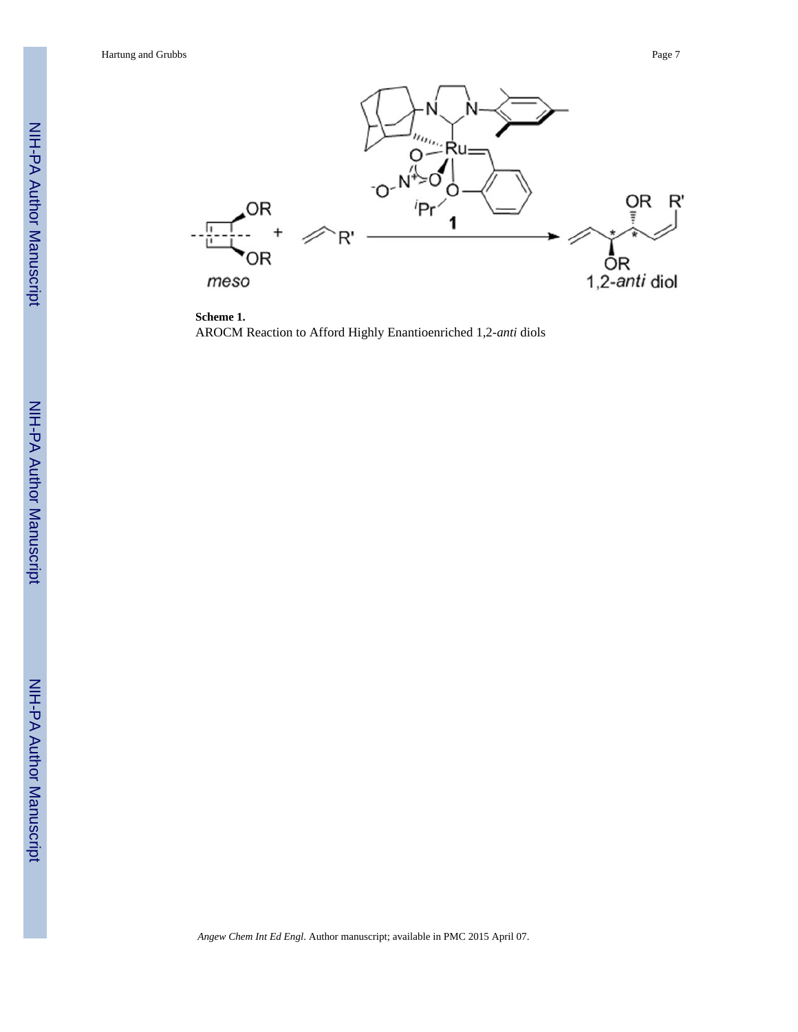**Scheme 1.**

AROCM Reaction to Afford Highly Enantioenriched 1,2-*anti* diols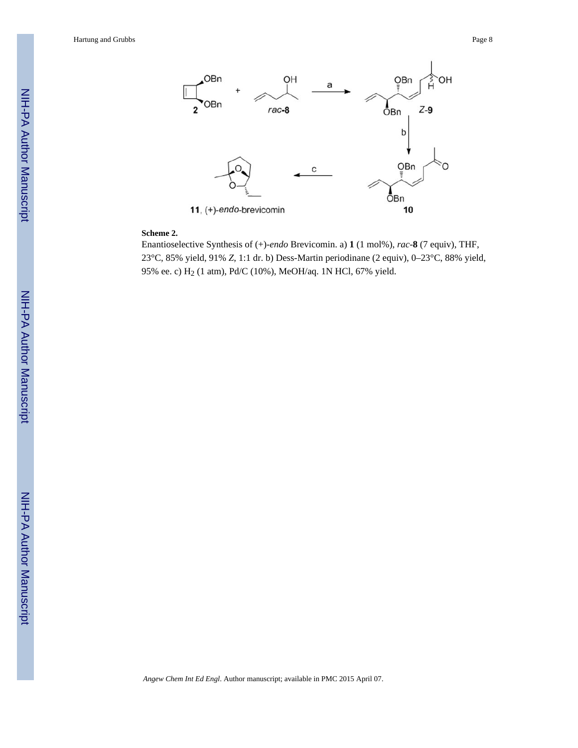**Scheme 2.**

Enantioselective Synthesis of (+)-*endo* Brevicomin. a) **1** (1 mol%), *rac*-**8** (7 equiv), THF, 23°C, 85% yield, 91% *Z*, 1:1 dr. b) Dess-Martin periodinane (2 equiv), 0–23°C, 88% yield, 95% ee. c) $H_2$ (1 atm), Pd/C (10%), MeOH/aq. 1N HCl, 67% yield.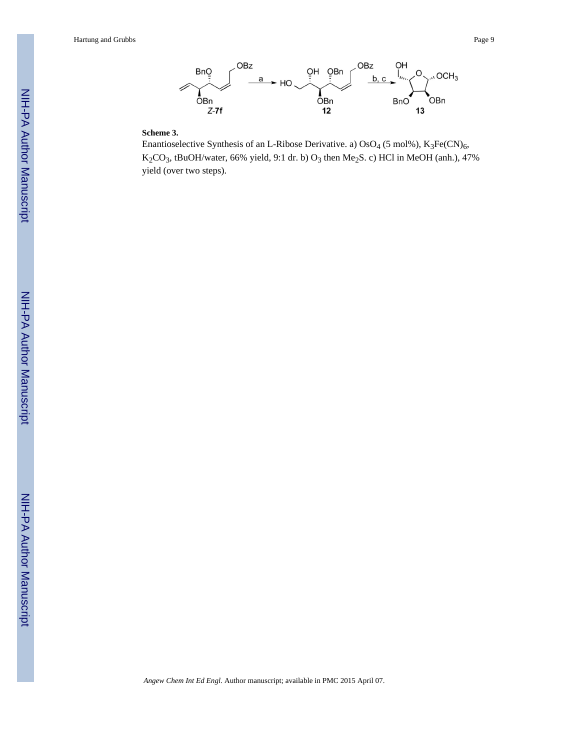**Scheme 3.**

Enantioselective Synthesis of an L-Ribose Derivative. a) $OsO_4$ (5 mol%), $K_3Fe(CN)_6$, $K_2CO_3$, tBuOH/water, 66% yield, 9:1 dr. b) $O_3$ then $Me_2S$. c) HCl in MeOH (anh.), 47% yield (over two steps).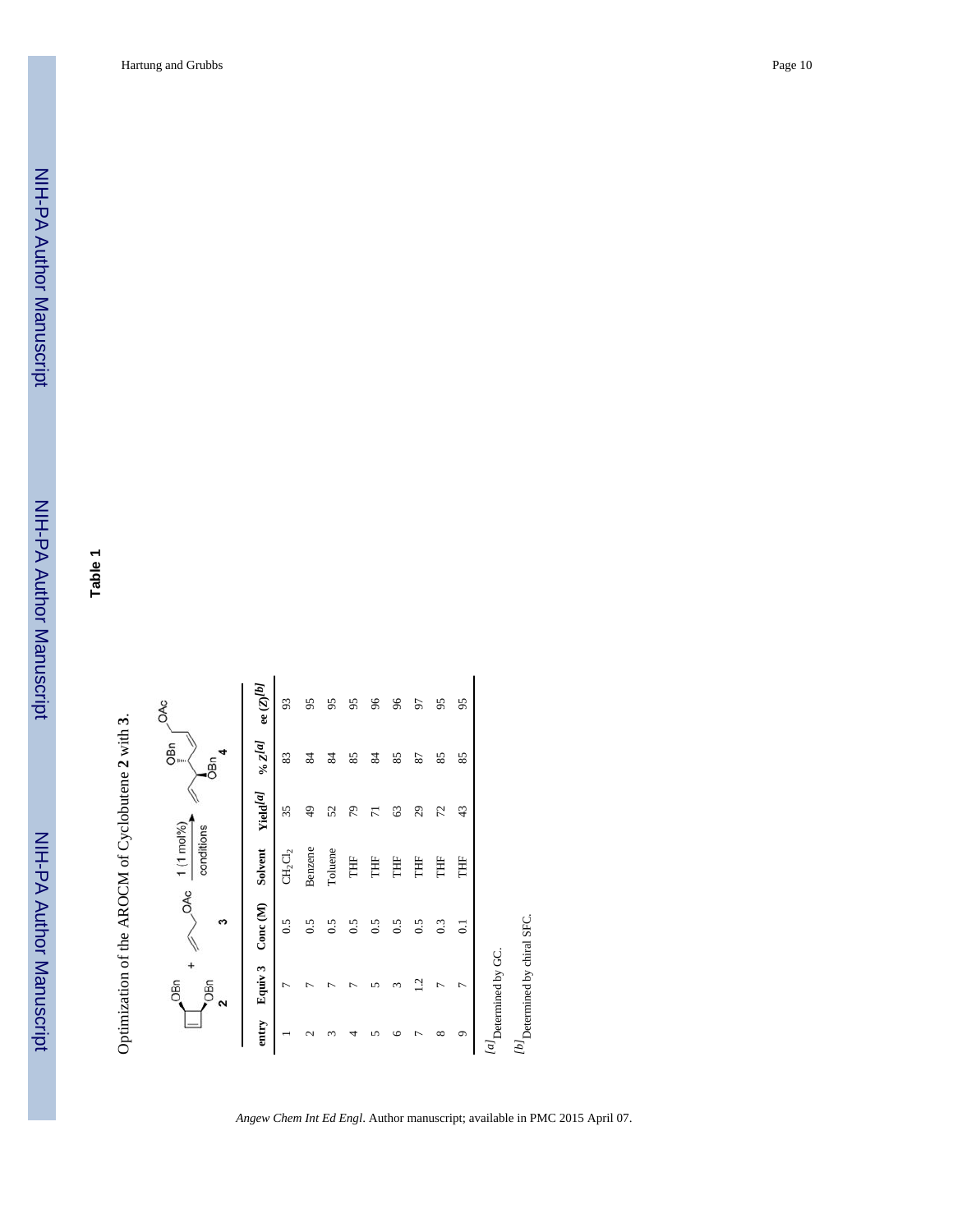## Table 1

Optimization of the AROCM of Cyclobutene **2** with **3**.

| entry | Equiv 3 | Conc (M) | Solvent | Yield[a] | % Z[a] | ee (Z)[b] |
|---|---|---|---|---|---|---|
| 1 | 7 | 0.5 | $CH_2Cl_2$ | 35 | 83 | 93 |
| 2 | 7 | 0.5 | Benzene | 49 | 84 | 95 |
| 3 | 7 | 0.5 | Toluene | 52 | 84 | 95 |
| 4 | 7 | 0.5 | THF | 79 | 85 | 95 |
| 5 | 5 | 0.5 | THF | 71 | 84 | 96 |
| 6 | 3 | 0.5 | THF | 63 | 85 | 96 |
| 7 | 1.2 | 0.5 | THF | 29 | 87 | 97 |
| 8 | 7 | 0.3 | THF | 72 | 85 | 95 |
| 9 | 7 | 0.1 | THF | 43 | 85 | 95 |

[a] Determined by GC.

[b] Determined by chiral SFC.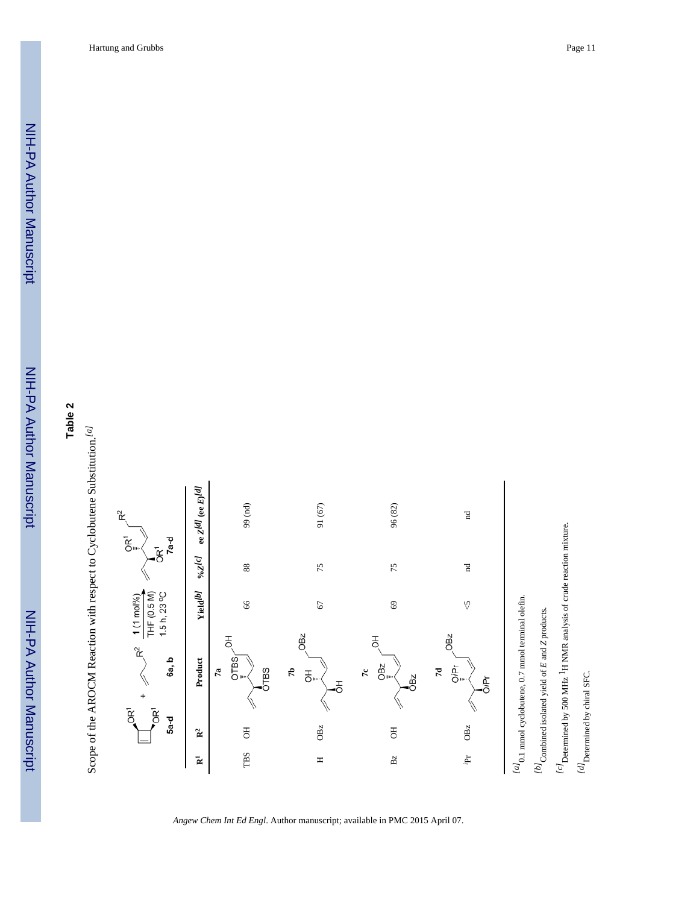**Table 2**

Scope of the AROCM Reaction with respect to Cyclobutene Substitution.[a]

5a-d + 6a, b → 7a-d ( 1 (1 mol%), THF (0.5 M), 1.5 h, 23 °C )

| R[1] | R[2] | Product | Yield[b] | %Z[c] | ee Z[d] (ee E)[d] |
|---|---|---|---|---|---|
| TBS | OH | 7a | 66 | 88 | 99 (nd) |
| H | OBz | 7b | 67 | 75 | 91 (67) |
| Bz | OH | 7c | 69 | 75 | 96 (82) |
| $^{i}$Pr | OBz | 7d | <5 | nd | nd |

[a] 0.1 mmol cyclobutene, 0.7 mmol terminal olefin.

[b] Combined isolated yield of *E* and *Z* products.

[c] Determined by 500 MHz $^{1}$H NMR analysis of crude reaction mixture.

[d] Determined by chiral SFC.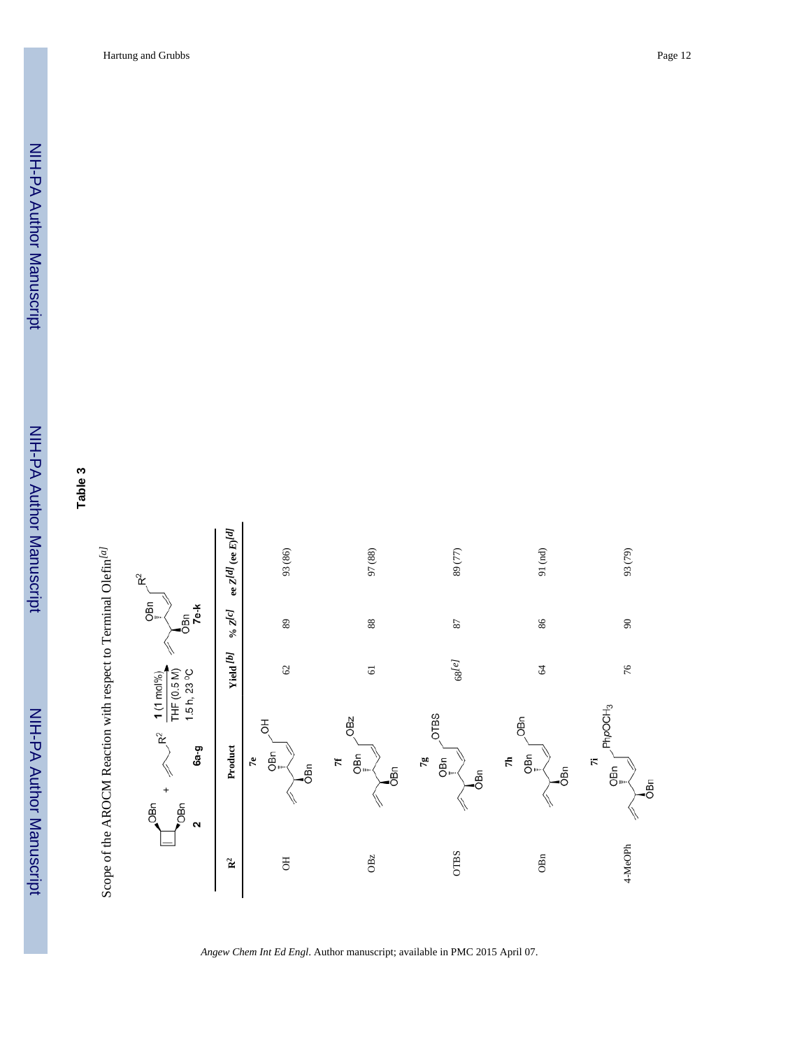## Table 3

Scope of the AROCM Reaction with respect to Terminal Olefin[a]

2 + 6a-g → 1 (1 mol%), THF (0.5 M), 1.5 h, 23 °C → 7e-k

| $R^2$ | Product | Yield [b] | % Z[c] | ee Z[d] (ee E)[d] |
|---|---|---|---|---|
| OH | 7e | 62 | 89 | 93 (86) |
| OBz | 7f | 61 | 88 | 97 (88) |
| OTBS | 7g | 68[e] | 87 | 89 (77) |
| OBn | 7h | 64 | 86 | 91 (nd) |
| 4-MeOPh | 7i | 76 | 90 | 93 (79) |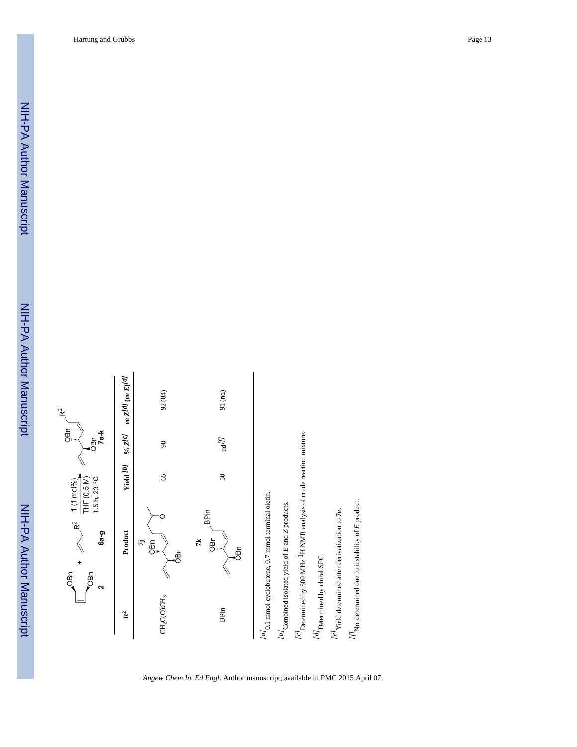| R² | Product | Yield [b] | % Z[c] | ee Z[d] (ee E)[d] |
|---|---|---|---|---|
| $CH_2C(O)CH_3$ | 7j | 65 | 90 | 92 (84) |
| BPin | 7k | 50 | nd[f] | 91 (nd) |

[a] 0.1 mmol cyclobutene, 0.7 mmol terminal olefin.

[b] Combined isolated yield of *E* and *Z* products.

[c] Determined by 500 MHz $^1$H NMR analysis of crude reaction mixture.

[d] Determined by chiral SFC.

[e] Yield determined after derivatization to **7e**.

[f] Not determined due to instability of *E* product.